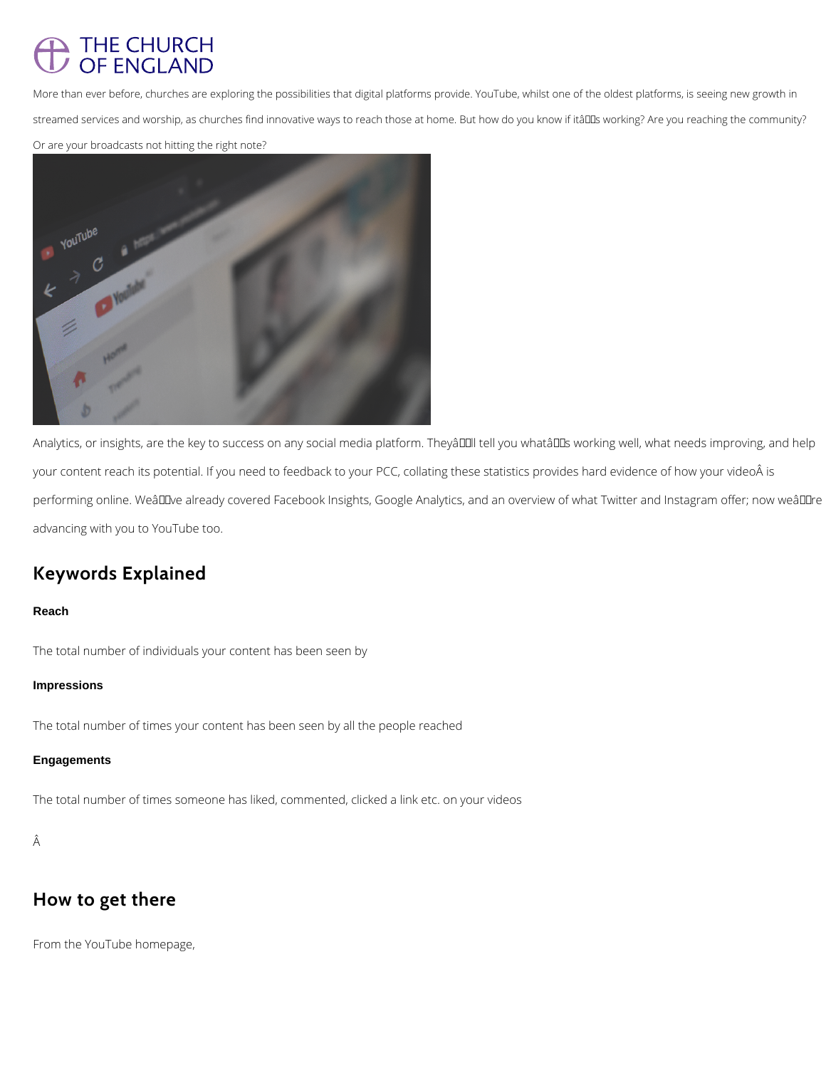THE CHURCH OF ENGLAND

More than ever before, churches are exploring the possibilities that digital platforms provide. YouTube, whilst one of the oldest platforms, is seeing new growth in streamed services and worship, as churches find innovative ways to reach those at home. But how do you know if itâs working? Are you reaching the community? Or are your broadcasts not hitting the right note?

Analytics, or insights, are the key to success on any social media platform. Theyâll tell you whatâs working well, what needs improving, and help your content reach its potential. If you need to feedback to your PCC, collating these statistics provides hard evidence of how your videoÂ is performing online. Weâve already covered Facebook Insights, Google Analytics, and an overview of what Twitter and Instagram offer; now weâre advancing with you to YouTube too.

## Keywords Explained

**Reach**

The total number of individuals your content has been seen by

**Impressions**

The total number of times your content has been seen by all the people reached

**Engagements**

The total number of times someone has liked, commented, clicked a link etc. on your videos

Â

## How to get there

From the YouTube homepage,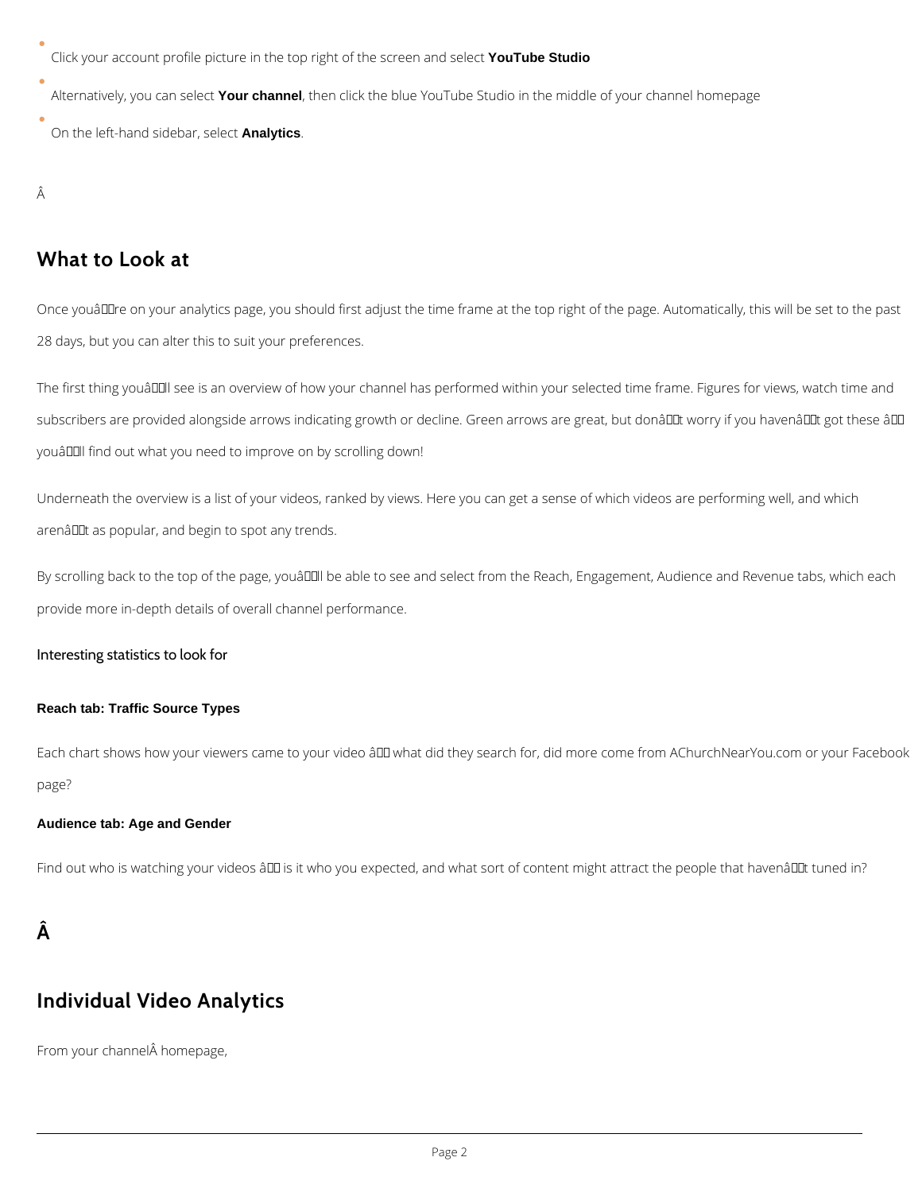- Click your account profile picture in the top right of the screen and select **YouTube Studio**
- Alternatively, you can select **Your channel**, then click the blue YouTube Studio in the middle of your channel homepage
- On the left-hand sidebar, select **Analytics**.

## What to Look at

Once you're on your analytics page, you should first adjust the time frame at the top right of the page. Automatically, this will be set to the past 28 days, but you can alter this to suit your preferences.

The first thing you'll see is an overview of how your channel has performed within your selected time frame. Figures for views, watch time and subscribers are provided alongside arrows indicating growth or decline. Green arrows are great, but don't worry if you haven't got these – you'll find out what you need to improve on by scrolling down!

Underneath the overview is a list of your videos, ranked by views. Here you can get a sense of which videos are performing well, and which aren't as popular, and begin to spot any trends.

By scrolling back to the top of the page, you'll be able to see and select from the Reach, Engagement, Audience and Revenue tabs, which each provide more in-depth details of overall channel performance.

### Interesting statistics to look for

#### Reach tab: Traffic Source Types

Each chart shows how your viewers came to your video – what did they search for, did more come from AChurchNearYou.com or your Facebook page?

#### Audience tab: Age and Gender

Find out who is watching your videos – is it who you expected, and what sort of content might attract the people that haven't tuned in?

## Individual Video Analytics

From your channel homepage,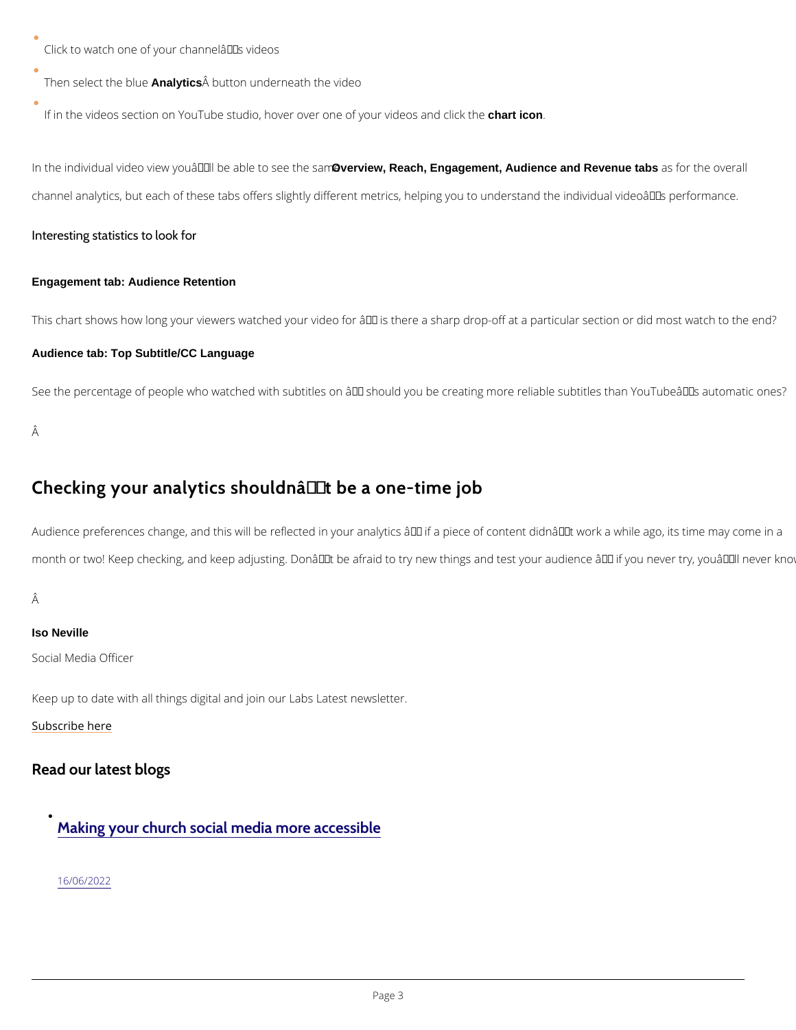- Click to watch one of your channelâ€™s videos
- Then select the blue **Analytics** button underneath the video
- If in the videos section on YouTube studio, hover over one of your videos and click the **chart icon**.

In the individual video view youâ€™ll be able to see the same **Overview, Reach, Engagement, Audience and Revenue tabs** as for the overall channel analytics, but each of these tabs offers slightly different metrics, helping you to understand the individual videoâ€™s performance.

### Interesting statistics to look for

**Engagement tab: Audience Retention**

This chart shows how long your viewers watched your video for â€“ is there a sharp drop-off at a particular section or did most watch to the end?

**Audience tab: Top Subtitle/CC Language**

See the percentage of people who watched with subtitles on â€“ should you be creating more reliable subtitles than YouTubeâ€™s automatic ones?

Â

## Checking your analytics shouldnâ€™t be a one-time job

Audience preferences change, and this will be reflected in your analytics â€“ if a piece of content didnâ€™t work a while ago, its time may come in a month or two! Keep checking, and keep adjusting. Donâ€™t be afraid to try new things and test your audience â€“ if you never try, youâ€™ll never know

Â

**Iso Neville**

Social Media Officer

Keep up to date with all things digital and join our Labs Latest newsletter.

Subscribe here

### Read our latest blogs

- Making your church social media more accessible

  16/06/2022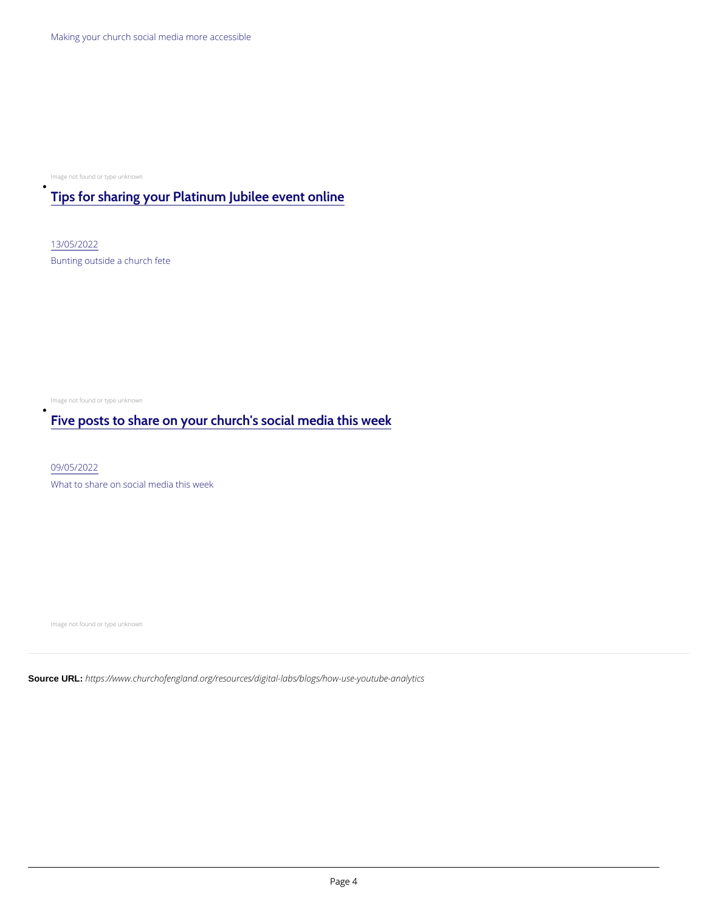Making your church social media more accessible

Image not found or type unknown

- [Tips for sharing your Platinum Jubilee event online]

13/05/2022

Bunting outside a church fete

Image not found or type unknown

- [Five posts to share on your church's social media this week]

09/05/2022

What to share on social media this week

Image not found or type unknown

**Source URL:** https://www.churchofengland.org/resources/digital-labs/blogs/how-use-youtube-analytics